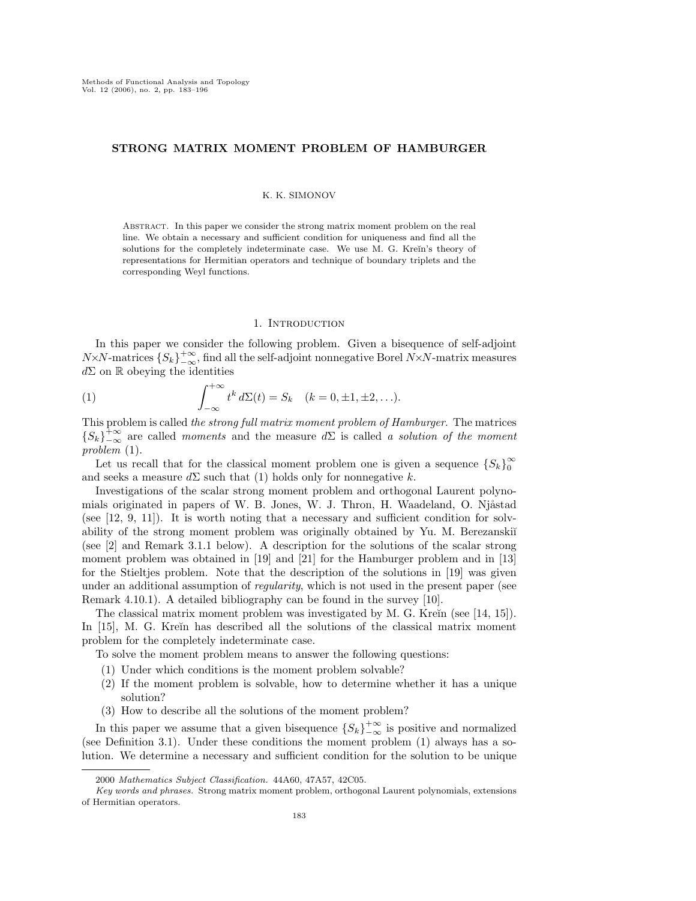# STRONG MATRIX MOMENT PROBLEM OF HAMBURGER

K. K. SIMONOV

Abstract. In this paper we consider the strong matrix moment problem on the real line. We obtain a necessary and sufficient condition for uniqueness and find all the solutions for the completely indeterminate case. We use M. G. Kreĭn's theory of representations for Hermitian operators and technique of boundary triplets and the corresponding Weyl functions.

## 1. Introduction

In this paper we consider the following problem. Given a bisequence of self-adjoint $N \times N$-matrices $\{S_k\}_{-\infty}^{+\infty}$, find all the self-adjoint nonnegative Borel $N \times N$-matrix measures $d\Sigma$ on $\mathbb{R}$ obeying the identities

$$\int_{-\infty}^{+\infty} t^k \, d\Sigma(t) = S_k \quad (k = 0, \pm 1, \pm 2, \ldots). \tag{1}$$

This problem is called *the strong full matrix moment problem of Hamburger*. The matrices $\{S_k\}_{-\infty}^{+\infty}$ are called *moments* and the measure $d\Sigma$ is called *a solution of the moment problem* (1).

Let us recall that for the classical moment problem one is given a sequence $\{S_k\}_0^{\infty}$ and seeks a measure $d\Sigma$ such that (1) holds only for nonnegative $k$.

Investigations of the scalar strong moment problem and orthogonal Laurent polynomials originated in papers of W. B. Jones, W. J. Thron, H. Waadeland, O. Njåstad (see [12, 9, 11]). It is worth noting that a necessary and sufficient condition for solvability of the strong moment problem was originally obtained by Yu. M. Berezanskiĭ (see [2] and Remark 3.1.1 below). A description for the solutions of the scalar strong moment problem was obtained in [19] and [21] for the Hamburger problem and in [13] for the Stieltjes problem. Note that the description of the solutions in [19] was given under an additional assumption of *regularity*, which is not used in the present paper (see Remark 4.10.1). A detailed bibliography can be found in the survey [10].

The classical matrix moment problem was investigated by M. G. Kreĭn (see [14, 15]). In [15], M. G. Kreĭn has described all the solutions of the classical matrix moment problem for the completely indeterminate case.

To solve the moment problem means to answer the following questions:

1. Under which conditions is the moment problem solvable?
2. If the moment problem is solvable, how to determine whether it has a unique solution?
3. How to describe all the solutions of the moment problem?

In this paper we assume that a given bisequence $\{S_k\}_{-\infty}^{+\infty}$ is positive and normalized (see Definition 3.1). Under these conditions the moment problem (1) always has a solution. We determine a necessary and sufficient condition for the solution to be unique

---

2000 *Mathematics Subject Classification.* 44A60, 47A57, 42C05.

*Key words and phrases.* Strong matrix moment problem, orthogonal Laurent polynomials, extensions of Hermitian operators.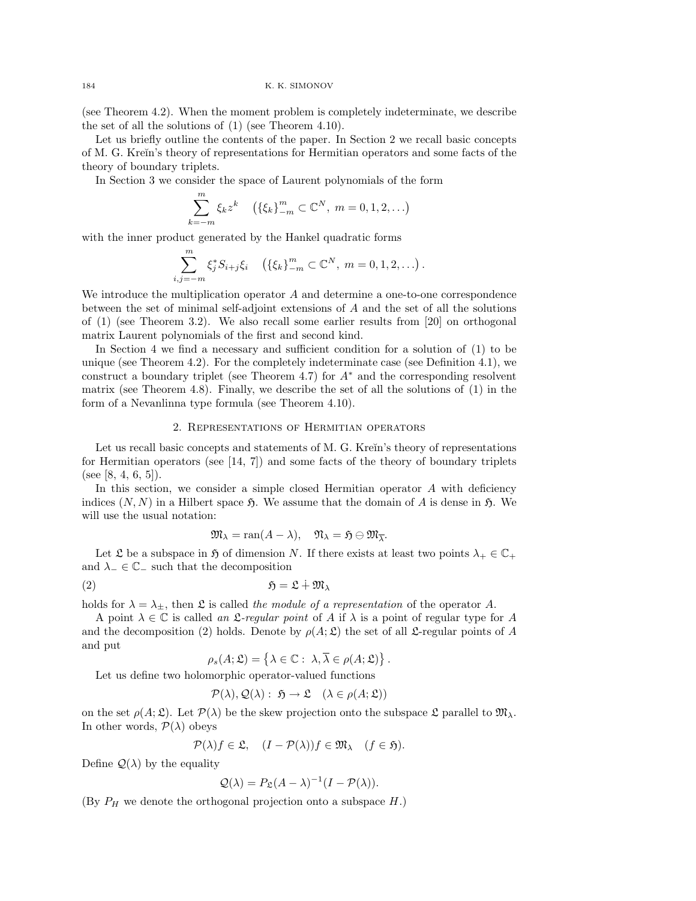(see Theorem 4.2). When the moment problem is completely indeterminate, we describe the set of all the solutions of (1) (see Theorem 4.10).

Let us briefly outline the contents of the paper. In Section 2 we recall basic concepts of M. G. Kreĭn's theory of representations for Hermitian operators and some facts of the theory of boundary triplets.

In Section 3 we consider the space of Laurent polynomials of the form

$$\sum_{k=-m}^{m} \xi_k z^k \quad \left(\{\xi_k\}_{-m}^{m} \subset \mathbb{C}^N,\ m = 0, 1, 2, \dots\right)$$

with the inner product generated by the Hankel quadratic forms

$$\sum_{i,j=-m}^{m} \xi_j^* S_{i+j} \xi_i \quad \left(\{\xi_k\}_{-m}^{m} \subset \mathbb{C}^N,\ m = 0, 1, 2, \dots\right).$$

We introduce the multiplication operator $A$ and determine a one-to-one correspondence between the set of minimal self-adjoint extensions of $A$ and the set of all the solutions of (1) (see Theorem 3.2). We also recall some earlier results from [20] on orthogonal matrix Laurent polynomials of the first and second kind.

In Section 4 we find a necessary and sufficient condition for a solution of (1) to be unique (see Theorem 4.2). For the completely indeterminate case (see Definition 4.1), we construct a boundary triplet (see Theorem 4.7) for $A^*$ and the corresponding resolvent matrix (see Theorem 4.8). Finally, we describe the set of all the solutions of (1) in the form of a Nevanlinna type formula (see Theorem 4.10).

## 2. Representations of Hermitian operators

Let us recall basic concepts and statements of M. G. Kreĭn's theory of representations for Hermitian operators (see [14, 7]) and some facts of the theory of boundary triplets (see [8, 4, 6, 5]).

In this section, we consider a simple closed Hermitian operator $A$ with deficiency indices $(N, N)$ in a Hilbert space $\mathfrak{H}$. We assume that the domain of $A$ is dense in $\mathfrak{H}$. We will use the usual notation:

$$\mathfrak{M}_\lambda = \operatorname{ran}(A - \lambda), \quad \mathfrak{N}_\lambda = \mathfrak{H} \ominus \mathfrak{M}_{\overline{\lambda}}.$$

Let $\mathfrak{L}$ be a subspace in $\mathfrak{H}$ of dimension $N$. If there exists at least two points $\lambda_+ \in \mathbb{C}_+$ and $\lambda_- \in \mathbb{C}_-$ such that the decomposition

$$\mathfrak{H} = \mathfrak{L} \dotplus \mathfrak{M}_\lambda \tag{2}$$

holds for $\lambda = \lambda_\pm$, then $\mathfrak{L}$ is called *the module of a representation* of the operator $A$.

A point $\lambda \in \mathbb{C}$ is called *an $\mathfrak{L}$-regular point* of $A$ if $\lambda$ is a point of regular type for $A$ and the decomposition (2) holds. Denote by $\rho(A; \mathfrak{L})$ the set of all $\mathfrak{L}$-regular points of $A$ and put

$$\rho_s(A; \mathfrak{L}) = \left\{\lambda \in \mathbb{C} :\ \lambda, \overline{\lambda} \in \rho(A; \mathfrak{L})\right\}.$$

Let us define two holomorphic operator-valued functions

$$\mathcal{P}(\lambda), \mathcal{Q}(\lambda) :\ \mathfrak{H} \to \mathfrak{L} \quad (\lambda \in \rho(A; \mathfrak{L}))$$

on the set $\rho(A; \mathfrak{L})$. Let $\mathcal{P}(\lambda)$ be the skew projection onto the subspace $\mathfrak{L}$ parallel to $\mathfrak{M}_\lambda$. In other words, $\mathcal{P}(\lambda)$ obeys

$$\mathcal{P}(\lambda) f \in \mathfrak{L}, \quad (I - \mathcal{P}(\lambda)) f \in \mathfrak{M}_\lambda \quad (f \in \mathfrak{H}).$$

Define $\mathcal{Q}(\lambda)$ by the equality

$$\mathcal{Q}(\lambda) = P_{\mathfrak{L}} (A - \lambda)^{-1} (I - \mathcal{P}(\lambda)).$$

(By $P_H$ we denote the orthogonal projection onto a subspace $H$.)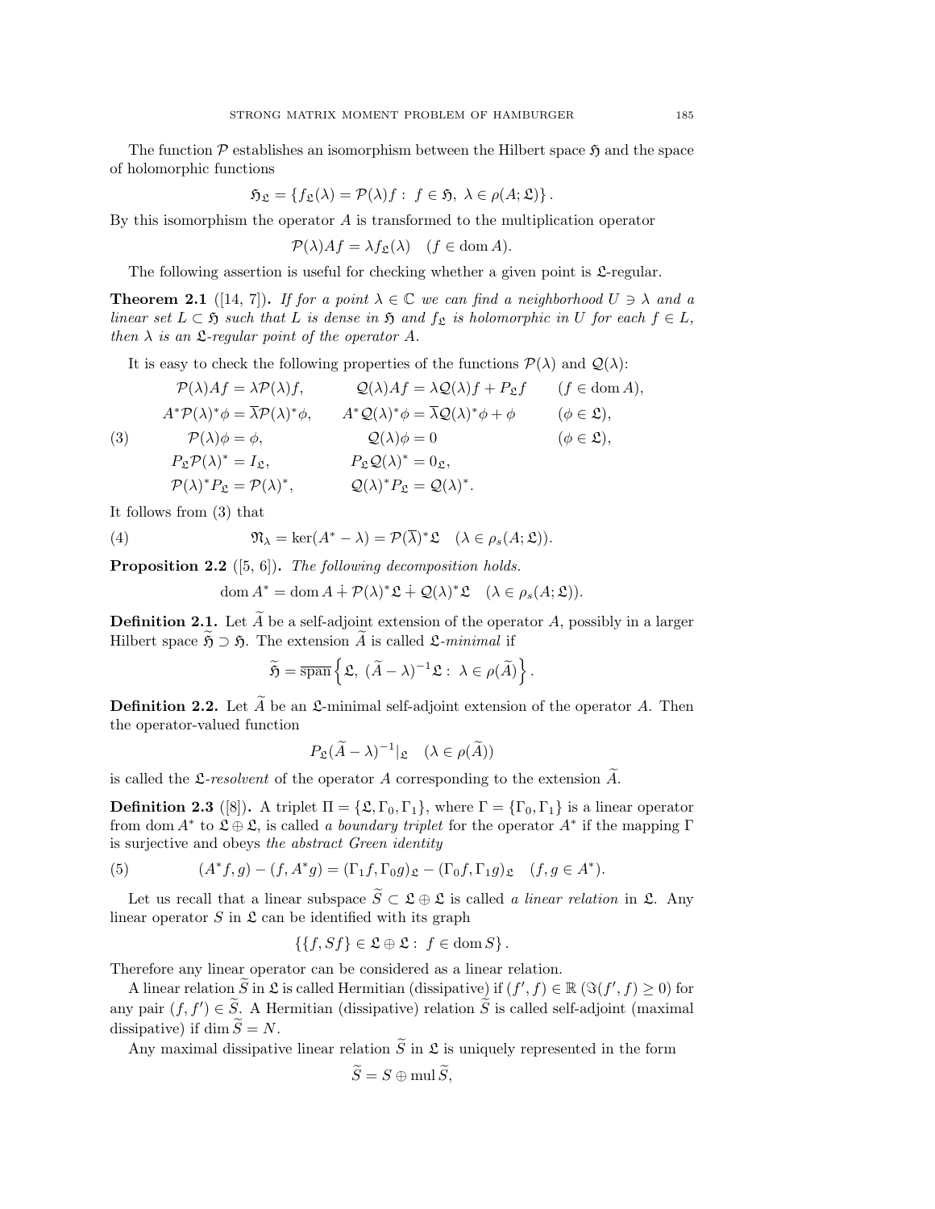The function $\mathcal{P}$ establishes an isomorphism between the Hilbert space $\mathfrak{H}$ and the space of holomorphic functions

$$\mathfrak{H}_{\mathfrak{L}} = \{f_{\mathfrak{L}}(\lambda) = \mathcal{P}(\lambda)f : \ f \in \mathfrak{H}, \ \lambda \in \rho(A; \mathfrak{L})\}.$$

By this isomorphism the operator $A$ is transformed to the multiplication operator

$$\mathcal{P}(\lambda)Af = \lambda f_{\mathfrak{L}}(\lambda) \quad (f \in \operatorname{dom} A).$$

The following assertion is useful for checking whether a given point is $\mathfrak{L}$-regular.

**Theorem 2.1** ([14, 7])**.** *If for a point $\lambda \in \mathbb{C}$ we can find a neighborhood $U \ni \lambda$ and a linear set $L \subset \mathfrak{H}$ such that $L$ is dense in $\mathfrak{H}$ and $f_{\mathfrak{L}}$ is holomorphic in $U$ for each $f \in L$, then $\lambda$ is an $\mathfrak{L}$-regular point of the operator $A$.*

It is easy to check the following properties of the functions $\mathcal{P}(\lambda)$ and $\mathcal{Q}(\lambda)$:

$$\begin{array}{lll}
\mathcal{P}(\lambda)Af = \lambda\mathcal{P}(\lambda)f, & \mathcal{Q}(\lambda)Af = \lambda\mathcal{Q}(\lambda)f + P_{\mathfrak{L}}f & (f \in \operatorname{dom} A), \\
A^*\mathcal{P}(\lambda)^*\phi = \overline{\lambda}\mathcal{P}(\lambda)^*\phi, & A^*\mathcal{Q}(\lambda)^*\phi = \overline{\lambda}\mathcal{Q}(\lambda)^*\phi + \phi & (\phi \in \mathfrak{L}), \\
\mathcal{P}(\lambda)\phi = \phi, & \mathcal{Q}(\lambda)\phi = 0 & (\phi \in \mathfrak{L}), \\
P_{\mathfrak{L}}\mathcal{P}(\lambda)^* = I_{\mathfrak{L}}, & P_{\mathfrak{L}}\mathcal{Q}(\lambda)^* = 0_{\mathfrak{L}}, & \\
\mathcal{P}(\lambda)^*P_{\mathfrak{L}} = \mathcal{P}(\lambda)^*, & \mathcal{Q}(\lambda)^*P_{\mathfrak{L}} = \mathcal{Q}(\lambda)^*. &
\end{array} \tag{3}$$

It follows from (3) that

$$\mathfrak{N}_{\lambda} = \ker(A^* - \lambda) = \mathcal{P}(\overline{\lambda})^*\mathfrak{L} \quad (\lambda \in \rho_s(A; \mathfrak{L})). \tag{4}$$

**Proposition 2.2** ([5, 6])**.** *The following decomposition holds.*

$$\operatorname{dom} A^* = \operatorname{dom} A \dotplus \mathcal{P}(\lambda)^*\mathfrak{L} \dotplus \mathcal{Q}(\lambda)^*\mathfrak{L} \quad (\lambda \in \rho_s(A; \mathfrak{L})).$$

**Definition 2.1.** Let $\widetilde{A}$ be a self-adjoint extension of the operator $A$, possibly in a larger Hilbert space $\widetilde{\mathfrak{H}} \supset \mathfrak{H}$. The extension $\widetilde{A}$ is called *$\mathfrak{L}$-minimal* if

$$\widetilde{\mathfrak{H}} = \overline{\operatorname{span}}\left\{\mathfrak{L}, \ (\widetilde{A} - \lambda)^{-1}\mathfrak{L} : \ \lambda \in \rho(\widetilde{A})\right\}.$$

**Definition 2.2.** Let $\widetilde{A}$ be an $\mathfrak{L}$-minimal self-adjoint extension of the operator $A$. Then the operator-valued function

$$P_{\mathfrak{L}}(\widetilde{A} - \lambda)^{-1}|_{\mathfrak{L}} \quad (\lambda \in \rho(\widetilde{A}))$$

is called the *$\mathfrak{L}$-resolvent* of the operator $A$ corresponding to the extension $\widetilde{A}$.

**Definition 2.3** ([8])**.** A triplet $\Pi = \{\mathfrak{L}, \Gamma_0, \Gamma_1\}$, where $\Gamma = \{\Gamma_0, \Gamma_1\}$ is a linear operator from $\operatorname{dom} A^*$ to $\mathfrak{L} \oplus \mathfrak{L}$, is called *a boundary triplet* for the operator $A^*$ if the mapping $\Gamma$ is surjective and obeys *the abstract Green identity*

$$(A^*f, g) - (f, A^*g) = (\Gamma_1 f, \Gamma_0 g)_{\mathfrak{L}} - (\Gamma_0 f, \Gamma_1 g)_{\mathfrak{L}} \quad (f, g \in A^*). \tag{5}$$

Let us recall that a linear subspace $\widetilde{S} \subset \mathfrak{L} \oplus \mathfrak{L}$ is called *a linear relation* in $\mathfrak{L}$. Any linear operator $S$ in $\mathfrak{L}$ can be identified with its graph

$$\{\{f, Sf\} \in \mathfrak{L} \oplus \mathfrak{L} : \ f \in \operatorname{dom} S\}.$$

Therefore any linear operator can be considered as a linear relation.

A linear relation $\widetilde{S}$ in $\mathfrak{L}$ is called Hermitian (dissipative) if $(f', f) \in \mathbb{R}$ ($\Im(f', f) \geq 0$) for any pair $(f, f') \in \widetilde{S}$. A Hermitian (dissipative) relation $\widetilde{S}$ is called self-adjoint (maximal dissipative) if $\dim \widetilde{S} = N$.

Any maximal dissipative linear relation $\widetilde{S}$ in $\mathfrak{L}$ is uniquely represented in the form

$$\widetilde{S} = S \oplus \operatorname{mul} \widetilde{S},$$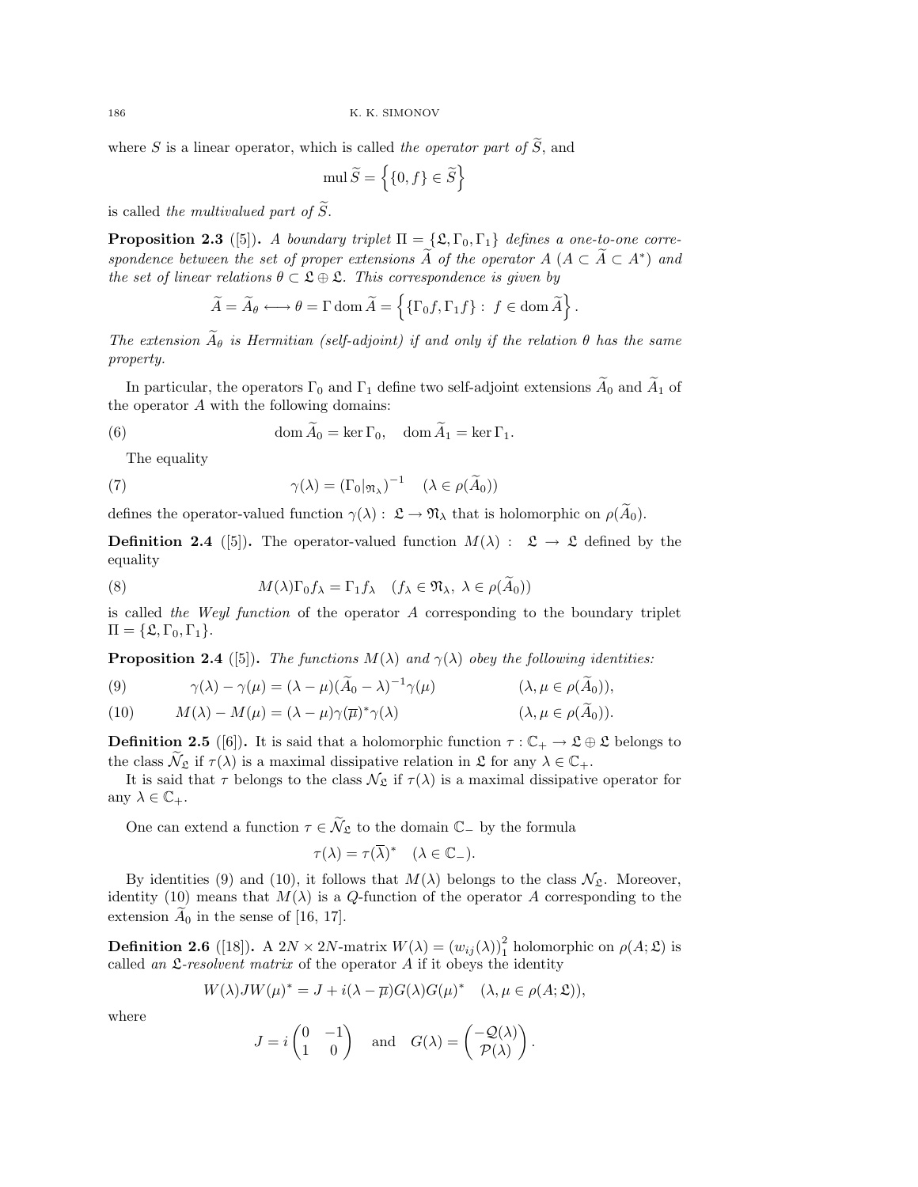where $S$ is a linear operator, which is called *the operator part of* $\widetilde{S}$, and

$$\operatorname{mul} \widetilde{S} = \left\{ \{0, f\} \in \widetilde{S} \right\}$$

is called *the multivalued part of* $\widetilde{S}$.

**Proposition 2.3** ([5])**.** *A boundary triplet* $\Pi = \{\mathfrak{L}, \Gamma_0, \Gamma_1\}$ *defines a one-to-one correspondence between the set of proper extensions* $\widetilde{A}$ *of the operator* $A$ ($A \subset \widetilde{A} \subset A^*$) *and the set of linear relations* $\theta \subset \mathfrak{L} \oplus \mathfrak{L}$. *This correspondence is given by*

$$\widetilde{A} = \widetilde{A}_\theta \longleftrightarrow \theta = \Gamma \operatorname{dom} \widetilde{A} = \left\{ \{\Gamma_0 f, \Gamma_1 f\} : \; f \in \operatorname{dom} \widetilde{A} \right\}.$$

*The extension* $\widetilde{A}_\theta$ *is Hermitian (self-adjoint) if and only if the relation* $\theta$ *has the same property.*

In particular, the operators $\Gamma_0$ and $\Gamma_1$ define two self-adjoint extensions $\widetilde{A}_0$ and $\widetilde{A}_1$ of the operator $A$ with the following domains:

$$\operatorname{dom} \widetilde{A}_0 = \ker \Gamma_0, \quad \operatorname{dom} \widetilde{A}_1 = \ker \Gamma_1. \tag{6}$$

The equality

$$\gamma(\lambda) = (\Gamma_0|_{\mathfrak{N}_\lambda})^{-1} \quad (\lambda \in \rho(\widetilde{A}_0)) \tag{7}$$

defines the operator-valued function $\gamma(\lambda) : \mathfrak{L} \to \mathfrak{N}_\lambda$ that is holomorphic on $\rho(\widetilde{A}_0)$.

**Definition 2.4** ([5])**.** The operator-valued function $M(\lambda) : \;\; \mathfrak{L} \to \mathfrak{L}$ defined by the equality

$$M(\lambda)\Gamma_0 f_\lambda = \Gamma_1 f_\lambda \quad (f_\lambda \in \mathfrak{N}_\lambda, \; \lambda \in \rho(\widetilde{A}_0)) \tag{8}$$

is called *the Weyl function* of the operator $A$ corresponding to the boundary triplet $\Pi = \{\mathfrak{L}, \Gamma_0, \Gamma_1\}$.

**Proposition 2.4** ([5])**.** *The functions* $M(\lambda)$ *and* $\gamma(\lambda)$ *obey the following identities:*

$$\gamma(\lambda) - \gamma(\mu) = (\lambda - \mu)(\widetilde{A}_0 - \lambda)^{-1}\gamma(\mu) \qquad (\lambda, \mu \in \rho(\widetilde{A}_0)), \tag{9}$$

$$M(\lambda) - M(\mu) = (\lambda - \mu)\gamma(\overline{\mu})^*\gamma(\lambda) \qquad (\lambda, \mu \in \rho(\widetilde{A}_0)). \tag{10}$$

**Definition 2.5** ([6])**.** It is said that a holomorphic function $\tau : \mathbb{C}_+ \to \mathfrak{L} \oplus \mathfrak{L}$ belongs to the class $\widetilde{\mathcal{N}}_{\mathfrak{L}}$ if $\tau(\lambda)$ is a maximal dissipative relation in $\mathfrak{L}$ for any $\lambda \in \mathbb{C}_+$.

It is said that $\tau$ belongs to the class $\mathcal{N}_{\mathfrak{L}}$ if $\tau(\lambda)$ is a maximal dissipative operator for any $\lambda \in \mathbb{C}_+$.

One can extend a function $\tau \in \widetilde{\mathcal{N}}_{\mathfrak{L}}$ to the domain $\mathbb{C}_-$ by the formula

$$\tau(\lambda) = \tau(\overline{\lambda})^* \quad (\lambda \in \mathbb{C}_-).$$

By identities (9) and (10), it follows that $M(\lambda)$ belongs to the class $\mathcal{N}_{\mathfrak{L}}$. Moreover, identity (10) means that $M(\lambda)$ is a $Q$-function of the operator $A$ corresponding to the extension $\widetilde{A}_0$ in the sense of [16, 17].

**Definition 2.6** ([18])**.** A $2N \times 2N$-matrix $W(\lambda) = (w_{ij}(\lambda))_1^2$ holomorphic on $\rho(A; \mathfrak{L})$ is called *an* $\mathfrak{L}$*-resolvent matrix* of the operator $A$ if it obeys the identity

$$W(\lambda)JW(\mu)^* = J + i(\lambda - \overline{\mu})G(\lambda)G(\mu)^* \quad (\lambda, \mu \in \rho(A; \mathfrak{L})),$$

where

$$J = i\begin{pmatrix} 0 & -1 \\ 1 & 0 \end{pmatrix} \quad \text{and} \quad G(\lambda) = \begin{pmatrix} -\mathcal{Q}(\lambda) \\ \mathcal{P}(\lambda) \end{pmatrix}.$$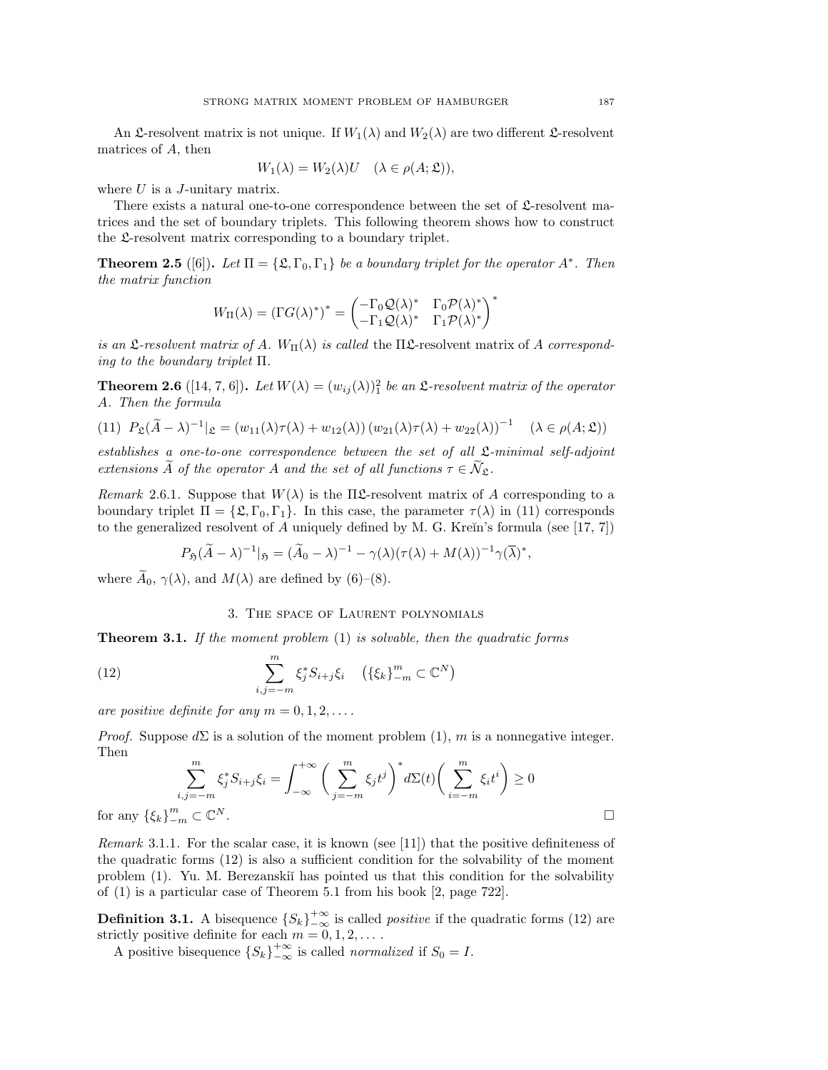An $\mathfrak{L}$-resolvent matrix is not unique. If $W_1(\lambda)$ and $W_2(\lambda)$ are two different $\mathfrak{L}$-resolvent matrices of $A$, then

$$W_1(\lambda) = W_2(\lambda)U \quad (\lambda \in \rho(A; \mathfrak{L})),$$

where $U$ is a $J$-unitary matrix.

There exists a natural one-to-one correspondence between the set of $\mathfrak{L}$-resolvent matrices and the set of boundary triplets. This following theorem shows how to construct the $\mathfrak{L}$-resolvent matrix corresponding to a boundary triplet.

**Theorem 2.5** ([6])**.** *Let $\Pi = \{\mathfrak{L}, \Gamma_0, \Gamma_1\}$ be a boundary triplet for the operator $A^*$. Then the matrix function*

$$W_\Pi(\lambda) = (\Gamma G(\lambda)^*)^* = \begin{pmatrix} -\Gamma_0 \mathcal{Q}(\lambda)^* & \Gamma_0 \mathcal{P}(\lambda)^* \\ -\Gamma_1 \mathcal{Q}(\lambda)^* & \Gamma_1 \mathcal{P}(\lambda)^* \end{pmatrix}^*$$

*is an $\mathfrak{L}$-resolvent matrix of $A$. $W_\Pi(\lambda)$ is called* the $\Pi\mathfrak{L}$-resolvent matrix of $A$ *corresponding to the boundary triplet* $\Pi$.

**Theorem 2.6** ([14, 7, 6])**.** *Let $W(\lambda) = (w_{ij}(\lambda))_1^2$ be an $\mathfrak{L}$-resolvent matrix of the operator $A$. Then the formula*

$$P_{\mathfrak{L}}(\widetilde{A} - \lambda)^{-1}|_{\mathfrak{L}} = (w_{11}(\lambda)\tau(\lambda) + w_{12}(\lambda)) (w_{21}(\lambda)\tau(\lambda) + w_{22}(\lambda))^{-1} \quad (\lambda \in \rho(A; \mathfrak{L})) \tag{11}$$

*establishes a one-to-one correspondence between the set of all $\mathfrak{L}$-minimal self-adjoint extensions $\widetilde{A}$ of the operator $A$ and the set of all functions $\tau \in \widetilde{\mathcal{N}}_{\mathfrak{L}}$.*

*Remark* 2.6.1. Suppose that $W(\lambda)$ is the $\Pi\mathfrak{L}$-resolvent matrix of $A$ corresponding to a boundary triplet $\Pi = \{\mathfrak{L}, \Gamma_0, \Gamma_1\}$. In this case, the parameter $\tau(\lambda)$ in (11) corresponds to the generalized resolvent of $A$ uniquely defined by M. G. Kreĭn's formula (see [17, 7])

$$P_{\mathfrak{H}}(\widetilde{A} - \lambda)^{-1}|_{\mathfrak{H}} = (\widetilde{A}_0 - \lambda)^{-1} - \gamma(\lambda)(\tau(\lambda) + M(\lambda))^{-1}\gamma(\overline{\lambda})^*,$$

where $\widetilde{A}_0$, $\gamma(\lambda)$, and $M(\lambda)$ are defined by (6)–(8).

## 3. The space of Laurent polynomials

**Theorem 3.1.** *If the moment problem* (1) *is solvable, then the quadratic forms*

$$\sum_{i,j=-m}^{m} \xi_j^* S_{i+j} \xi_i \quad \left(\{\xi_k\}_{-m}^{m} \subset \mathbb{C}^N\right) \tag{12}$$

*are positive definite for any $m = 0, 1, 2, \ldots$.*

*Proof.* Suppose $d\Sigma$ is a solution of the moment problem (1), $m$ is a nonnegative integer. Then

$$\sum_{i,j=-m}^{m} \xi_j^* S_{i+j} \xi_i = \int_{-\infty}^{+\infty} \left( \sum_{j=-m}^{m} \xi_j t^j \right)^* d\Sigma(t) \left( \sum_{i=-m}^{m} \xi_i t^i \right) \geq 0$$

for any $\{\xi_k\}_{-m}^{m} \subset \mathbb{C}^N$. $\square$

*Remark* 3.1.1. For the scalar case, it is known (see [11]) that the positive definiteness of the quadratic forms (12) is also a sufficient condition for the solvability of the moment problem (1). Yu. M. Berezanskiĭ has pointed us that this condition for the solvability of (1) is a particular case of Theorem 5.1 from his book [2, page 722].

**Definition 3.1.** A bisequence $\{S_k\}_{-\infty}^{+\infty}$ is called *positive* if the quadratic forms (12) are strictly positive definite for each $m = 0, 1, 2, \ldots$.

A positive bisequence $\{S_k\}_{-\infty}^{+\infty}$ is called *normalized* if $S_0 = I$.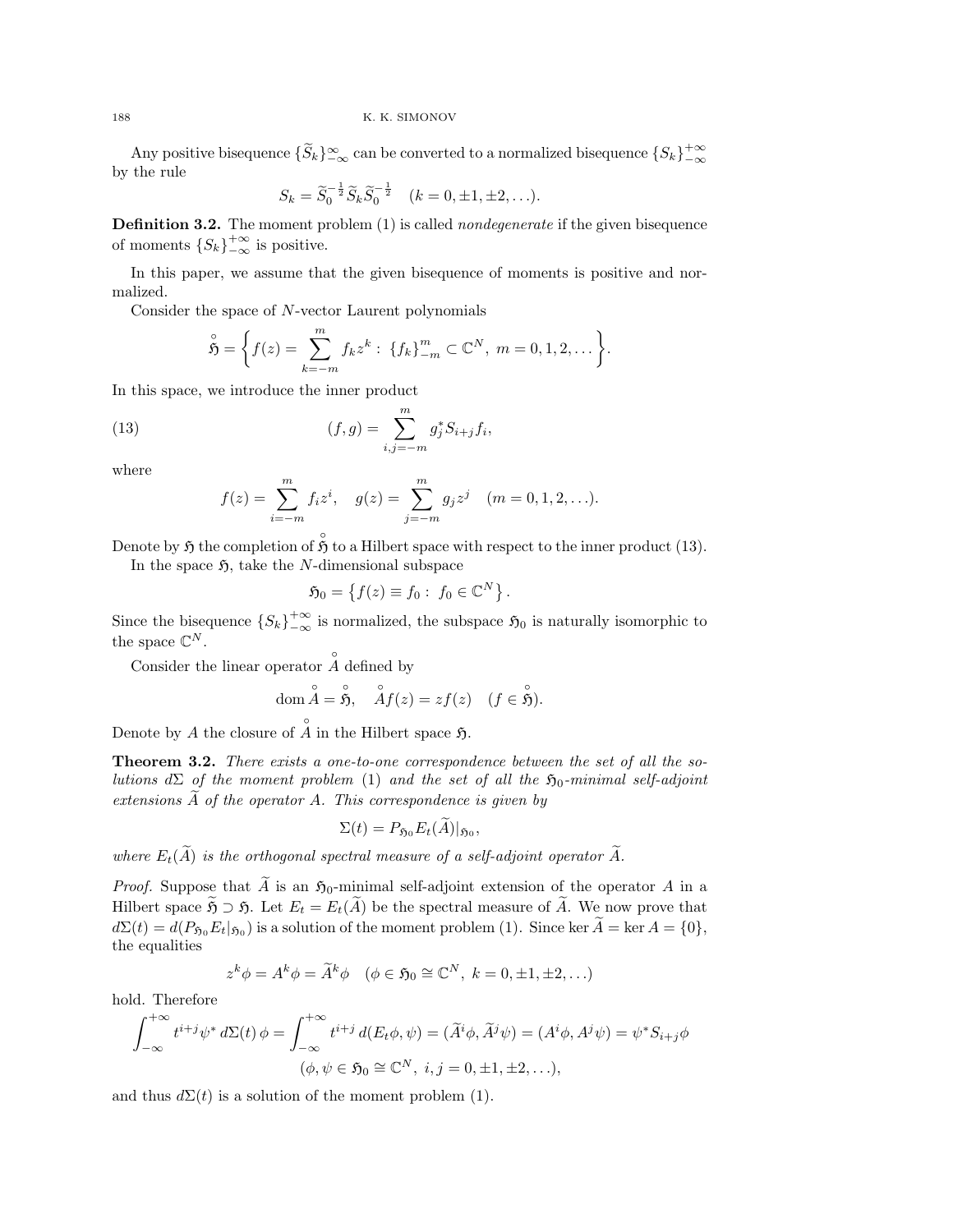Any positive bisequence $\{\widetilde{S}_k\}_{-\infty}^{\infty}$ can be converted to a normalized bisequence $\{S_k\}_{-\infty}^{+\infty}$ by the rule

$$S_k = \widetilde{S}_0^{-\frac{1}{2}} \widetilde{S}_k \widetilde{S}_0^{-\frac{1}{2}} \quad (k = 0, \pm 1, \pm 2, \ldots).$$

**Definition 3.2.** The moment problem (1) is called *nondegenerate* if the given bisequence of moments $\{S_k\}_{-\infty}^{+\infty}$ is positive.

In this paper, we assume that the given bisequence of moments is positive and normalized.

Consider the space of $N$-vector Laurent polynomials

$$\overset{\circ}{\mathfrak{H}} = \left\{ f(z) = \sum_{k=-m}^{m} f_k z^k : \{f_k\}_{-m}^{m} \subset \mathbb{C}^N,\ m = 0, 1, 2, \ldots \right\}.$$

In this space, we introduce the inner product

$$(f, g) = \sum_{i,j=-m}^{m} g_j^* S_{i+j} f_i, \tag{13}$$

where

$$f(z) = \sum_{i=-m}^{m} f_i z^i, \quad g(z) = \sum_{j=-m}^{m} g_j z^j \quad (m = 0, 1, 2, \ldots).$$

Denote by $\mathfrak{H}$ the completion of $\overset{\circ}{\mathfrak{H}}$ to a Hilbert space with respect to the inner product (13).

In the space $\mathfrak{H}$, take the $N$-dimensional subspace

$$\mathfrak{H}_0 = \left\{ f(z) \equiv f_0 : f_0 \in \mathbb{C}^N \right\}.$$

Since the bisequence $\{S_k\}_{-\infty}^{+\infty}$ is normalized, the subspace $\mathfrak{H}_0$ is naturally isomorphic to the space $\mathbb{C}^N$.

Consider the linear operator $\overset{\circ}{A}$ defined by

$$\operatorname{dom} \overset{\circ}{A} = \overset{\circ}{\mathfrak{H}}, \quad \overset{\circ}{A} f(z) = z f(z) \quad (f \in \overset{\circ}{\mathfrak{H}}).$$

Denote by $A$ the closure of $\overset{\circ}{A}$ in the Hilbert space $\mathfrak{H}$.

**Theorem 3.2.** *There exists a one-to-one correspondence between the set of all the solutions $d\Sigma$ of the moment problem* (1) *and the set of all the $\mathfrak{H}_0$-minimal self-adjoint extensions $\widetilde{A}$ of the operator $A$. This correspondence is given by*

$$\Sigma(t) = P_{\mathfrak{H}_0} E_t(\widetilde{A})|_{\mathfrak{H}_0},$$

*where $E_t(\widetilde{A})$ is the orthogonal spectral measure of a self-adjoint operator $\widetilde{A}$.*

*Proof.* Suppose that $\widetilde{A}$ is an $\mathfrak{H}_0$-minimal self-adjoint extension of the operator $A$ in a Hilbert space $\widetilde{\mathfrak{H}} \supset \mathfrak{H}$. Let $E_t = E_t(\widetilde{A})$ be the spectral measure of $\widetilde{A}$. We now prove that $d\Sigma(t) = d(P_{\mathfrak{H}_0} E_t|_{\mathfrak{H}_0})$ is a solution of the moment problem (1). Since $\ker \widetilde{A} = \ker A = \{0\}$, the equalities

$$z^k \phi = A^k \phi = \widetilde{A}^k \phi \quad (\phi \in \mathfrak{H}_0 \cong \mathbb{C}^N,\ k = 0, \pm 1, \pm 2, \ldots)$$

hold. Therefore

$$\int_{-\infty}^{+\infty} t^{i+j} \psi^* \, d\Sigma(t)\, \phi = \int_{-\infty}^{+\infty} t^{i+j} \, d(E_t \phi, \psi) = (\widetilde{A}^i \phi, \widetilde{A}^j \psi) = (A^i \phi, A^j \psi) = \psi^* S_{i+j} \phi$$

$$(\phi, \psi \in \mathfrak{H}_0 \cong \mathbb{C}^N,\ i, j = 0, \pm 1, \pm 2, \ldots),$$

and thus $d\Sigma(t)$ is a solution of the moment problem (1).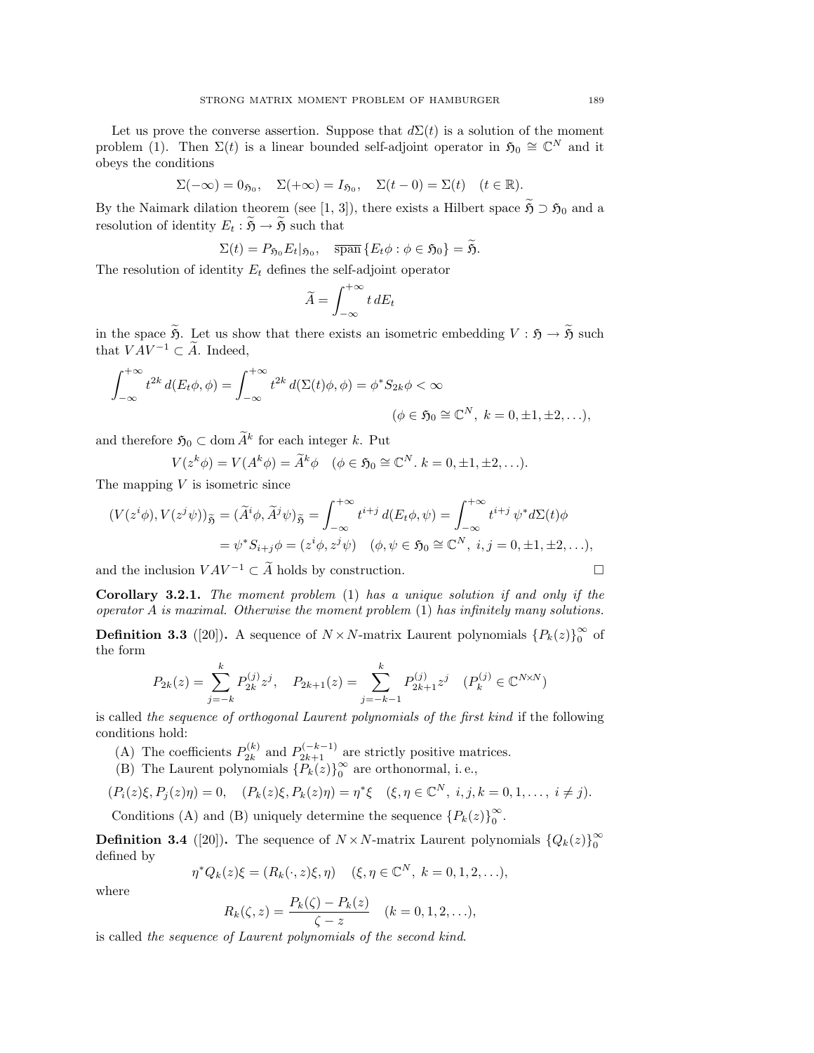Let us prove the converse assertion. Suppose that $d\Sigma(t)$ is a solution of the moment problem (1). Then $\Sigma(t)$ is a linear bounded self-adjoint operator in $\mathfrak{H}_0 \cong \mathbb{C}^N$ and it obeys the conditions

$$\Sigma(-\infty) = 0_{\mathfrak{H}_0}, \quad \Sigma(+\infty) = I_{\mathfrak{H}_0}, \quad \Sigma(t-0) = \Sigma(t) \quad (t \in \mathbb{R}).$$

By the Naimark dilation theorem (see [1, 3]), there exists a Hilbert space $\widetilde{\mathfrak{H}} \supset \mathfrak{H}_0$ and a resolution of identity $E_t : \widetilde{\mathfrak{H}} \to \widetilde{\mathfrak{H}}$ such that

$$\Sigma(t) = P_{\mathfrak{H}_0} E_t|_{\mathfrak{H}_0}, \quad \overline{\operatorname{span}}\,\{E_t \phi : \phi \in \mathfrak{H}_0\} = \widetilde{\mathfrak{H}}.$$

The resolution of identity $E_t$ defines the self-adjoint operator

$$\widetilde{A} = \int_{-\infty}^{+\infty} t\, dE_t$$

in the space $\widetilde{\mathfrak{H}}$. Let us show that there exists an isometric embedding $V : \mathfrak{H} \to \widetilde{\mathfrak{H}}$ such that $VAV^{-1} \subset \widetilde{A}$. Indeed,

$$\int_{-\infty}^{+\infty} t^{2k}\, d(E_t\phi, \phi) = \int_{-\infty}^{+\infty} t^{2k}\, d(\Sigma(t)\phi, \phi) = \phi^* S_{2k} \phi < \infty$$
$$(\phi \in \mathfrak{H}_0 \cong \mathbb{C}^N,\ k = 0, \pm 1, \pm 2, \ldots),$$

and therefore $\mathfrak{H}_0 \subset \operatorname{dom} \widetilde{A}^k$ for each integer $k$. Put

$$V(z^k \phi) = V(A^k \phi) = \widetilde{A}^k \phi \quad (\phi \in \mathfrak{H}_0 \cong \mathbb{C}^N.\ k = 0, \pm 1, \pm 2, \ldots).$$

The mapping $V$ is isometric since

$$\begin{aligned}(V(z^i\phi), V(z^j\psi))_{\widetilde{\mathfrak{H}}} &= (\widetilde{A}^i \phi, \widetilde{A}^j \psi)_{\widetilde{\mathfrak{H}}} = \int_{-\infty}^{+\infty} t^{i+j}\, d(E_t \phi, \psi) = \int_{-\infty}^{+\infty} t^{i+j}\, \psi^* d\Sigma(t) \phi \\ &= \psi^* S_{i+j} \phi = (z^i \phi, z^j \psi) \quad (\phi, \psi \in \mathfrak{H}_0 \cong \mathbb{C}^N,\ i, j = 0, \pm 1, \pm 2, \ldots),\end{aligned}$$

and the inclusion $VAV^{-1} \subset \widetilde{A}$ holds by construction. □

**Corollary 3.2.1.** *The moment problem* (1) *has a unique solution if and only if the operator $A$ is maximal. Otherwise the moment problem* (1) *has infinitely many solutions.*

**Definition 3.3** ([20])**.** A sequence of $N \times N$-matrix Laurent polynomials $\{P_k(z)\}_0^\infty$ of the form

$$P_{2k}(z) = \sum_{j=-k}^{k} P_{2k}^{(j)} z^j, \quad P_{2k+1}(z) = \sum_{j=-k-1}^{k} P_{2k+1}^{(j)} z^j \quad (P_k^{(j)} \in \mathbb{C}^{N \times N})$$

is called *the sequence of orthogonal Laurent polynomials of the first kind* if the following conditions hold:

(A) The coefficients $P_{2k}^{(k)}$ and $P_{2k+1}^{(-k-1)}$ are strictly positive matrices.

(B) The Laurent polynomials $\{P_k(z)\}_0^\infty$ are orthonormal, i. e.,

$$(P_i(z)\xi, P_j(z)\eta) = 0, \quad (P_k(z)\xi, P_k(z)\eta) = \eta^* \xi \quad (\xi, \eta \in \mathbb{C}^N,\ i, j, k = 0, 1, \ldots,\ i \neq j).$$

Conditions (A) and (B) uniquely determine the sequence $\{P_k(z)\}_0^\infty$.

**Definition 3.4** ([20])**.** The sequence of $N \times N$-matrix Laurent polynomials $\{Q_k(z)\}_0^\infty$ defined by

$$\eta^* Q_k(z) \xi = (R_k(\cdot, z)\xi, \eta) \quad (\xi, \eta \in \mathbb{C}^N,\ k = 0, 1, 2, \ldots),$$

where

$$R_k(\zeta, z) = \frac{P_k(\zeta) - P_k(z)}{\zeta - z} \quad (k = 0, 1, 2, \ldots),$$

is called *the sequence of Laurent polynomials of the second kind*.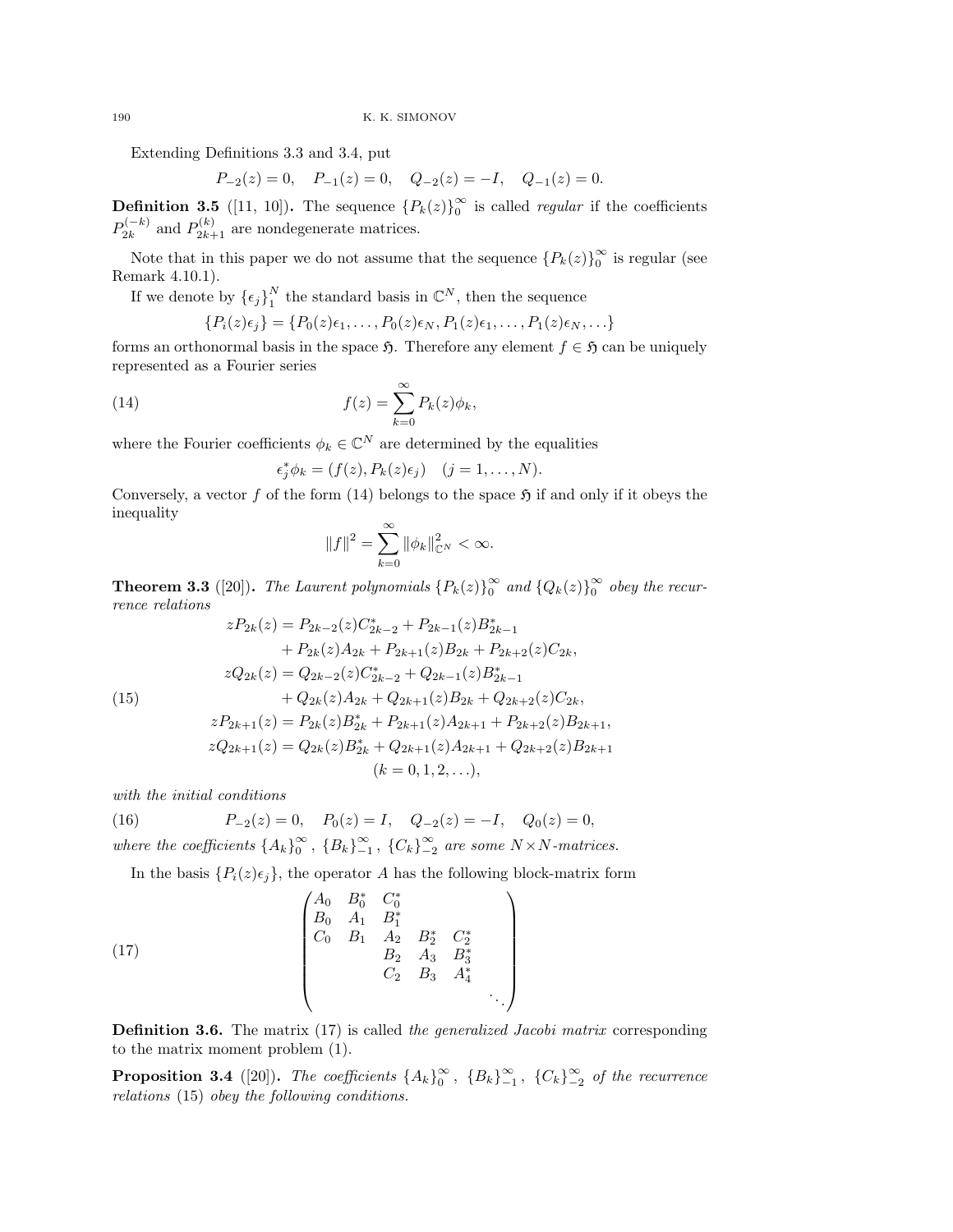Extending Definitions 3.3 and 3.4, put

$$P_{-2}(z) = 0, \quad P_{-1}(z) = 0, \quad Q_{-2}(z) = -I, \quad Q_{-1}(z) = 0.$$

**Definition 3.5** ([11, 10])**.** The sequence $\{P_k(z)\}_0^\infty$ is called *regular* if the coefficients $P_{2k}^{(-k)}$ and $P_{2k+1}^{(k)}$ are nondegenerate matrices.

Note that in this paper we do not assume that the sequence $\{P_k(z)\}_0^\infty$ is regular (see Remark 4.10.1).

If we denote by $\{\epsilon_j\}_1^N$ the standard basis in $\mathbb{C}^N$, then the sequence

$$\{P_i(z)\epsilon_j\} = \{P_0(z)\epsilon_1, \ldots, P_0(z)\epsilon_N, P_1(z)\epsilon_1, \ldots, P_1(z)\epsilon_N, \ldots\}$$

forms an orthonormal basis in the space $\mathfrak{H}$. Therefore any element $f \in \mathfrak{H}$ can be uniquely represented as a Fourier series

$$f(z) = \sum_{k=0}^{\infty} P_k(z)\phi_k, \tag{14}$$

where the Fourier coefficients $\phi_k \in \mathbb{C}^N$ are determined by the equalities

$$\epsilon_j^* \phi_k = (f(z), P_k(z)\epsilon_j) \quad (j = 1, \ldots, N).$$

Conversely, a vector $f$ of the form (14) belongs to the space $\mathfrak{H}$ if and only if it obeys the inequality

$$\|f\|^2 = \sum_{k=0}^{\infty} \|\phi_k\|_{\mathbb{C}^N}^2 < \infty.$$

**Theorem 3.3** ([20])**.** *The Laurent polynomials $\{P_k(z)\}_0^\infty$ and $\{Q_k(z)\}_0^\infty$ obey the recurrence relations*

$$\begin{aligned}
zP_{2k}(z) &= P_{2k-2}(z)C_{2k-2}^* + P_{2k-1}(z)B_{2k-1}^* \\
&\quad + P_{2k}(z)A_{2k} + P_{2k+1}(z)B_{2k} + P_{2k+2}(z)C_{2k}, \\
zQ_{2k}(z) &= Q_{2k-2}(z)C_{2k-2}^* + Q_{2k-1}(z)B_{2k-1}^* \\
&\quad + Q_{2k}(z)A_{2k} + Q_{2k+1}(z)B_{2k} + Q_{2k+2}(z)C_{2k}, \\
zP_{2k+1}(z) &= P_{2k}(z)B_{2k}^* + P_{2k+1}(z)A_{2k+1} + P_{2k+2}(z)B_{2k+1}, \\
zQ_{2k+1}(z) &= Q_{2k}(z)B_{2k}^* + Q_{2k+1}(z)A_{2k+1} + Q_{2k+2}(z)B_{2k+1} \\
&\qquad (k = 0, 1, 2, \ldots),
\end{aligned} \tag{15}$$

*with the initial conditions*

$$P_{-2}(z) = 0, \quad P_0(z) = I, \quad Q_{-2}(z) = -I, \quad Q_0(z) = 0, \tag{16}$$

*where the coefficients $\{A_k\}_0^\infty$, $\{B_k\}_{-1}^\infty$, $\{C_k\}_{-2}^\infty$ are some $N \times N$-matrices.*

In the basis $\{P_i(z)\epsilon_j\}$, the operator $A$ has the following block-matrix form

$$\begin{pmatrix}
A_0 & B_0^* & C_0^* & & & \\
B_0 & A_1 & B_1^* & & & \\
C_0 & B_1 & A_2 & B_2^* & C_2^* & \\
 & & B_2 & A_3 & B_3^* & \\
 & & C_2 & B_3 & A_4^* & \\
 & & & & & \ddots
\end{pmatrix} \tag{17}$$

**Definition 3.6.** The matrix (17) is called *the generalized Jacobi matrix* corresponding to the matrix moment problem (1).

**Proposition 3.4** ([20])**.** *The coefficients $\{A_k\}_0^\infty$, $\{B_k\}_{-1}^\infty$, $\{C_k\}_{-2}^\infty$ of the recurrence relations* (15) *obey the following conditions.*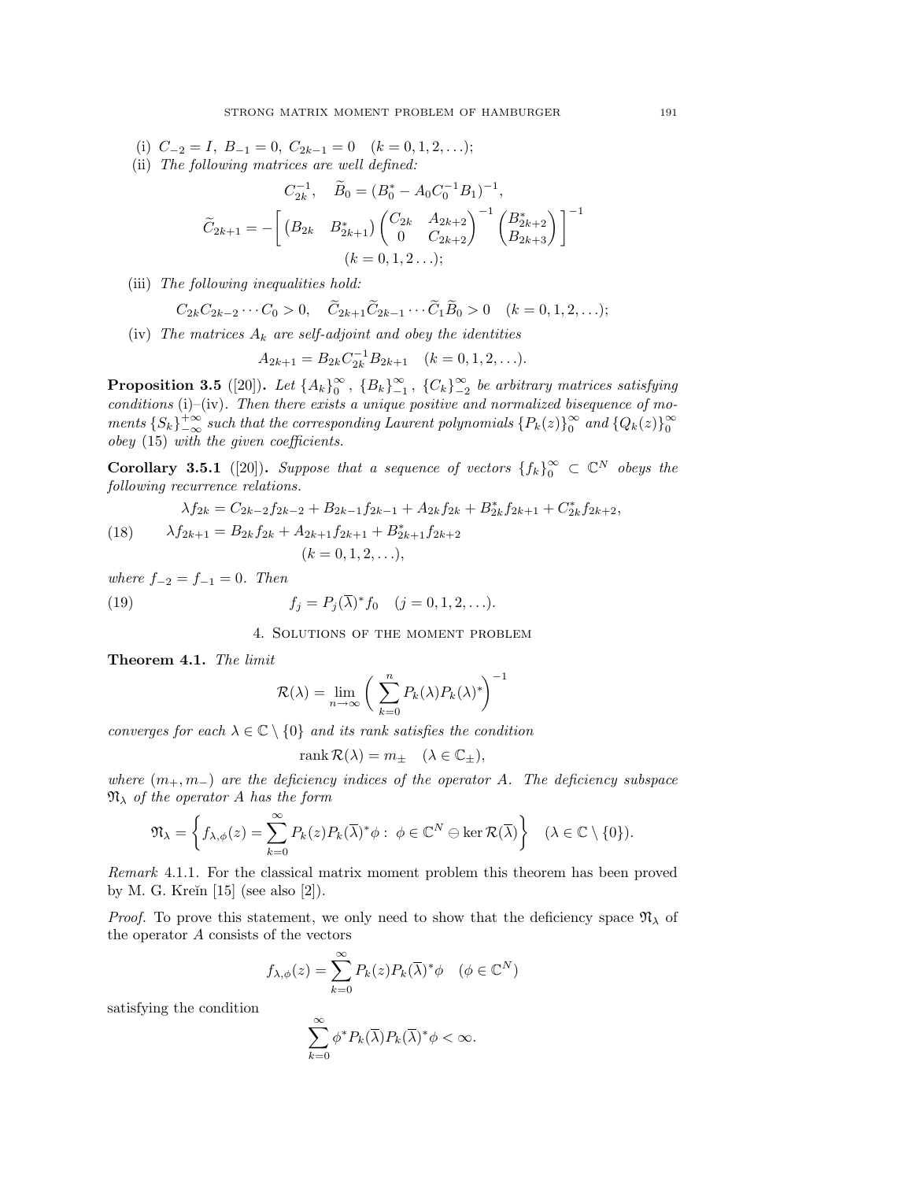(i) $C_{-2} = I,\ B_{-1} = 0,\ C_{2k-1} = 0 \quad (k = 0, 1, 2, \ldots)$;

(ii) *The following matrices are well defined:*

$$C_{2k}^{-1}, \quad \widetilde{B}_0 = (B_0^* - A_0 C_0^{-1} B_1)^{-1},$$

$$\widetilde{C}_{2k+1} = -\left[ \begin{pmatrix} B_{2k} & B_{2k+1}^* \end{pmatrix} \begin{pmatrix} C_{2k} & A_{2k+2} \\ 0 & C_{2k+2} \end{pmatrix}^{-1} \begin{pmatrix} B_{2k+2}^* \\ B_{2k+3} \end{pmatrix} \right]^{-1}$$

$$(k = 0, 1, 2 \ldots);$$

(iii) *The following inequalities hold:*

$$C_{2k} C_{2k-2} \cdots C_0 > 0, \quad \widetilde{C}_{2k+1} \widetilde{C}_{2k-1} \cdots \widetilde{C}_1 \widetilde{B}_0 > 0 \quad (k = 0, 1, 2, \ldots);$$

(iv) *The matrices $A_k$ are self-adjoint and obey the identities*

$$A_{2k+1} = B_{2k} C_{2k}^{-1} B_{2k+1} \quad (k = 0, 1, 2, \ldots).$$

**Proposition 3.5** ([20]). *Let $\{A_k\}_0^\infty$, $\{B_k\}_{-1}^\infty$, $\{C_k\}_{-2}^\infty$ be arbitrary matrices satisfying conditions* (i)–(iv). *Then there exists a unique positive and normalized bisequence of moments $\{S_k\}_{-\infty}^{+\infty}$ such that the corresponding Laurent polynomials $\{P_k(z)\}_0^\infty$ and $\{Q_k(z)\}_0^\infty$ obey* (15) *with the given coefficients.*

**Corollary 3.5.1** ([20]). *Suppose that a sequence of vectors $\{f_k\}_0^\infty \subset \mathbb{C}^N$ obeys the following recurrence relations.*

$$\begin{aligned} &\lambda f_{2k} = C_{2k-2} f_{2k-2} + B_{2k-1} f_{2k-1} + A_{2k} f_{2k} + B_{2k}^* f_{2k+1} + C_{2k}^* f_{2k+2}, \\ (18) \qquad &\lambda f_{2k+1} = B_{2k} f_{2k} + A_{2k+1} f_{2k+1} + B_{2k+1}^* f_{2k+2} \\ &\qquad\qquad (k = 0, 1, 2, \ldots), \end{aligned}$$

*where $f_{-2} = f_{-1} = 0$. Then*

$$f_j = P_j(\overline{\lambda})^* f_0 \quad (j = 0, 1, 2, \ldots). \tag{19}$$

## 4. Solutions of the moment problem

**Theorem 4.1.** *The limit*

$$\mathcal{R}(\lambda) = \lim_{n \to \infty} \left( \sum_{k=0}^n P_k(\lambda) P_k(\lambda)^* \right)^{-1}$$

*converges for each $\lambda \in \mathbb{C} \setminus \{0\}$ and its rank satisfies the condition*

$$\operatorname{rank} \mathcal{R}(\lambda) = m_\pm \quad (\lambda \in \mathbb{C}_\pm),$$

*where $(m_+, m_-)$ are the deficiency indices of the operator $A$. The deficiency subspace $\mathfrak{N}_\lambda$ of the operator $A$ has the form*

$$\mathfrak{N}_\lambda = \left\{ f_{\lambda,\phi}(z) = \sum_{k=0}^\infty P_k(z) P_k(\overline{\lambda})^* \phi : \ \phi \in \mathbb{C}^N \ominus \ker \mathcal{R}(\overline{\lambda}) \right\} \quad (\lambda \in \mathbb{C} \setminus \{0\}).$$

*Remark* 4.1.1. For the classical matrix moment problem this theorem has been proved by M. G. Kreĭn [15] (see also [2]).

*Proof.* To prove this statement, we only need to show that the deficiency space $\mathfrak{N}_\lambda$ of the operator $A$ consists of the vectors

$$f_{\lambda,\phi}(z) = \sum_{k=0}^\infty P_k(z) P_k(\overline{\lambda})^* \phi \quad (\phi \in \mathbb{C}^N)$$

satisfying the condition

$$\sum_{k=0}^\infty \phi^* P_k(\overline{\lambda}) P_k(\overline{\lambda})^* \phi < \infty.$$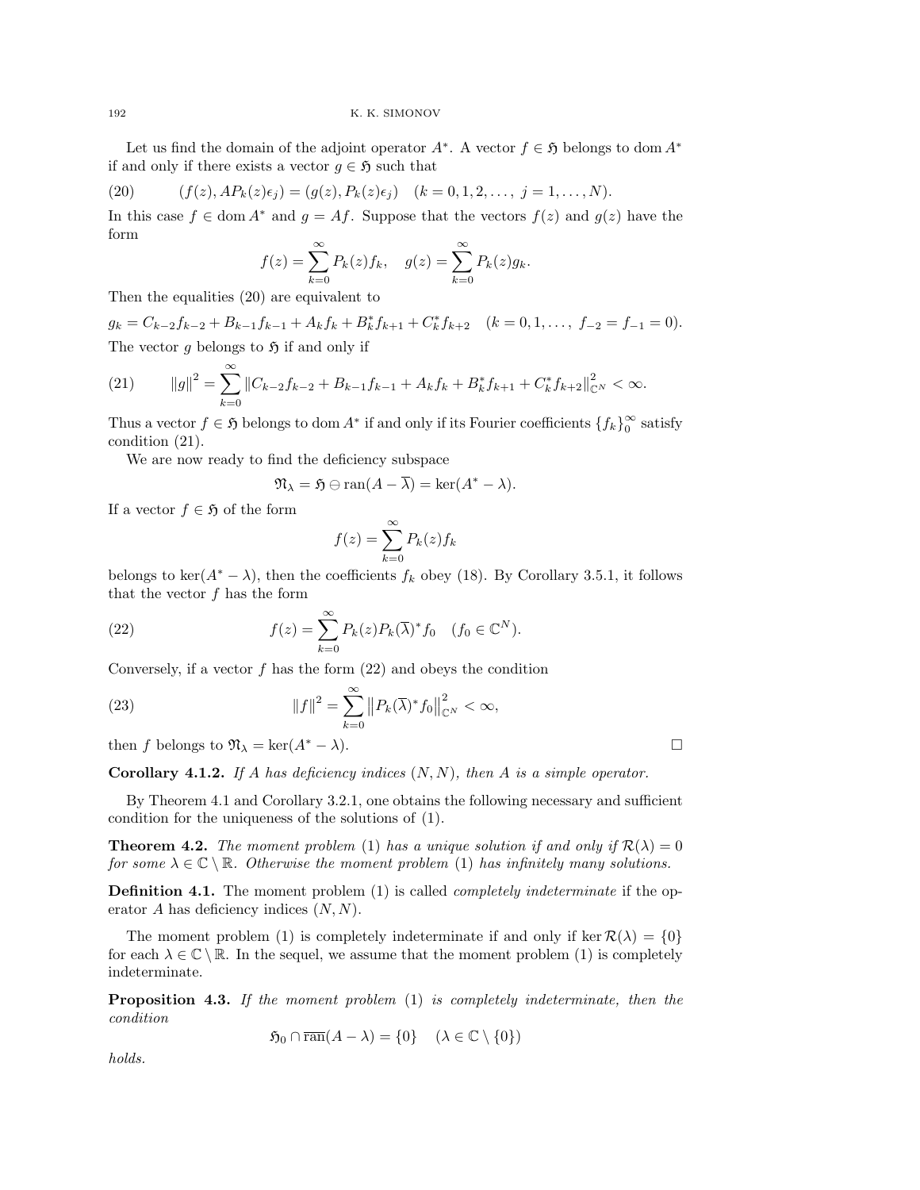Let us find the domain of the adjoint operator $A^*$. A vector $f \in \mathfrak{H}$ belongs to $\operatorname{dom} A^*$ if and only if there exists a vector $g \in \mathfrak{H}$ such that

$$(f(z), AP_k(z)\epsilon_j) = (g(z), P_k(z)\epsilon_j) \quad (k = 0, 1, 2, \ldots, \; j = 1, \ldots, N). \tag{20}$$

In this case $f \in \operatorname{dom} A^*$ and $g = Af$. Suppose that the vectors $f(z)$ and $g(z)$ have the form

$$f(z) = \sum_{k=0}^{\infty} P_k(z) f_k, \quad g(z) = \sum_{k=0}^{\infty} P_k(z) g_k.$$

Then the equalities (20) are equivalent to

$$g_k = C_{k-2} f_{k-2} + B_{k-1} f_{k-1} + A_k f_k + B_k^* f_{k+1} + C_k^* f_{k+2} \quad (k = 0, 1, \ldots, \; f_{-2} = f_{-1} = 0).$$

The vector $g$ belongs to $\mathfrak{H}$ if and only if

$$\|g\|^2 = \sum_{k=0}^{\infty} \|C_{k-2} f_{k-2} + B_{k-1} f_{k-1} + A_k f_k + B_k^* f_{k+1} + C_k^* f_{k+2}\|_{\mathbb{C}^N}^2 < \infty. \tag{21}$$

Thus a vector $f \in \mathfrak{H}$ belongs to $\operatorname{dom} A^*$ if and only if its Fourier coefficients $\{f_k\}_0^{\infty}$ satisfy condition (21).

We are now ready to find the deficiency subspace

$$\mathfrak{N}_\lambda = \mathfrak{H} \ominus \operatorname{ran}(A - \overline{\lambda}) = \ker(A^* - \lambda).$$

If a vector $f \in \mathfrak{H}$ of the form

$$f(z) = \sum_{k=0}^{\infty} P_k(z) f_k$$

belongs to $\ker(A^* - \lambda)$, then the coefficients $f_k$ obey (18). By Corollary 3.5.1, it follows that the vector $f$ has the form

$$f(z) = \sum_{k=0}^{\infty} P_k(z) P_k(\overline{\lambda})^* f_0 \quad (f_0 \in \mathbb{C}^N). \tag{22}$$

Conversely, if a vector $f$ has the form (22) and obeys the condition

$$\|f\|^2 = \sum_{k=0}^{\infty} \left\|P_k(\overline{\lambda})^* f_0\right\|_{\mathbb{C}^N}^2 < \infty, \tag{23}$$

then $f$ belongs to $\mathfrak{N}_\lambda = \ker(A^* - \lambda)$. $\square$

**Corollary 4.1.2.** *If $A$ has deficiency indices $(N, N)$, then $A$ is a simple operator.*

By Theorem 4.1 and Corollary 3.2.1, one obtains the following necessary and sufficient condition for the uniqueness of the solutions of (1).

**Theorem 4.2.** *The moment problem (1) has a unique solution if and only if $\mathcal{R}(\lambda) = 0$ for some $\lambda \in \mathbb{C} \setminus \mathbb{R}$. Otherwise the moment problem (1) has infinitely many solutions.*

**Definition 4.1.** The moment problem (1) is called *completely indeterminate* if the operator $A$ has deficiency indices $(N, N)$.

The moment problem (1) is completely indeterminate if and only if $\ker \mathcal{R}(\lambda) = \{0\}$ for each $\lambda \in \mathbb{C} \setminus \mathbb{R}$. In the sequel, we assume that the moment problem (1) is completely indeterminate.

**Proposition 4.3.** *If the moment problem (1) is completely indeterminate, then the condition*

$$\mathfrak{H}_0 \cap \overline{\operatorname{ran}}(A - \lambda) = \{0\} \quad (\lambda \in \mathbb{C} \setminus \{0\})$$

*holds.*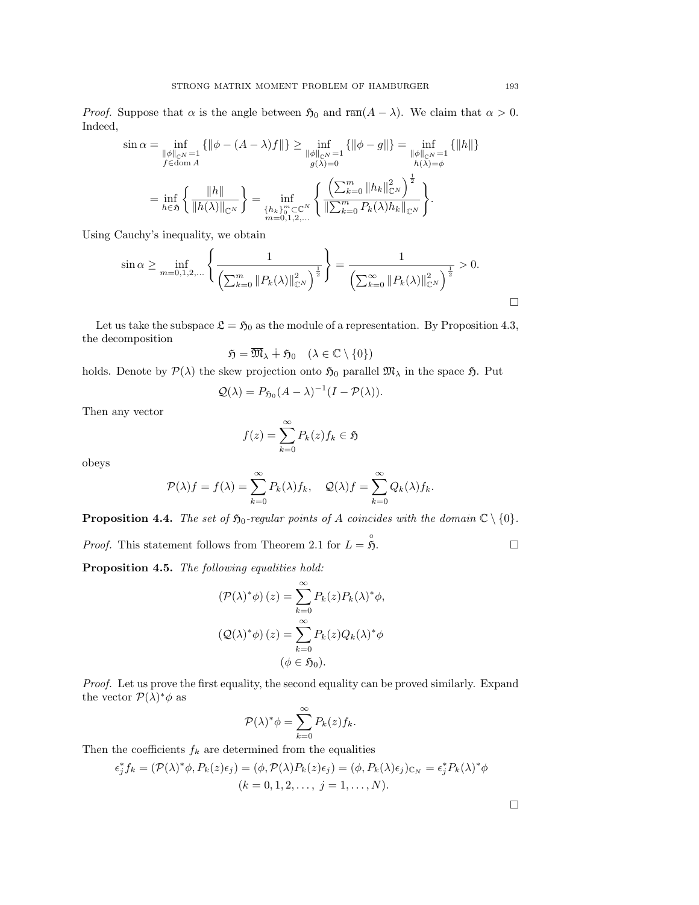*Proof.* Suppose that $\alpha$ is the angle between $\mathfrak{H}_0$ and $\overline{\operatorname{ran}}(A-\lambda)$. We claim that $\alpha > 0$. Indeed,

$$\sin\alpha = \inf_{\substack{\|\phi\|_{\mathbb{C}^N}=1\\ f\in\operatorname{dom} A}} \{\|\phi-(A-\lambda)f\|\} \geq \inf_{\substack{\|\phi\|_{\mathbb{C}^N}=1\\ g(\lambda)=0}} \{\|\phi-g\|\} = \inf_{\substack{\|\phi\|_{\mathbb{C}^N}=1\\ h(\lambda)=\phi}} \{\|h\|\}$$

$$= \inf_{h\in\mathfrak{H}} \left\{\frac{\|h\|}{\|h(\lambda)\|_{\mathbb{C}^N}}\right\} = \inf_{\substack{\{h_k\}_0^m\subset\mathbb{C}^N\\ m=0,1,2,\dots}} \left\{\frac{\left(\sum_{k=0}^m \|h_k\|_{\mathbb{C}^N}^2\right)^{\frac{1}{2}}}{\|\sum_{k=0}^m P_k(\lambda)h_k\|_{\mathbb{C}^N}}\right\}.$$

Using Cauchy's inequality, we obtain

$$\sin\alpha \geq \inf_{m=0,1,2,\dots}\left\{\frac{1}{\left(\sum_{k=0}^m \|P_k(\lambda)\|_{\mathbb{C}^N}^2\right)^{\frac{1}{2}}}\right\} = \frac{1}{\left(\sum_{k=0}^\infty \|P_k(\lambda)\|_{\mathbb{C}^N}^2\right)^{\frac{1}{2}}} > 0.$$

□

Let us take the subspace $\mathfrak{L} = \mathfrak{H}_0$ as the module of a representation. By Proposition 4.3, the decomposition

$$\mathfrak{H} = \overline{\mathfrak{M}}_\lambda \dotplus \mathfrak{H}_0 \quad (\lambda\in\mathbb{C}\setminus\{0\})$$

holds. Denote by $\mathcal{P}(\lambda)$ the skew projection onto $\mathfrak{H}_0$ parallel $\mathfrak{M}_\lambda$ in the space $\mathfrak{H}$. Put

$$\mathcal{Q}(\lambda) = P_{\mathfrak{H}_0}(A-\lambda)^{-1}(I-\mathcal{P}(\lambda)).$$

Then any vector

$$f(z) = \sum_{k=0}^\infty P_k(z)f_k \in \mathfrak{H}$$

obeys

$$\mathcal{P}(\lambda)f = f(\lambda) = \sum_{k=0}^\infty P_k(\lambda)f_k, \quad \mathcal{Q}(\lambda)f = \sum_{k=0}^\infty Q_k(\lambda)f_k.$$

**Proposition 4.4.** *The set of $\mathfrak{H}_0$-regular points of $A$ coincides with the domain $\mathbb{C}\setminus\{0\}$.*

*Proof.* This statement follows from Theorem 2.1 for $L = \overset{\circ}{\mathfrak{H}}$. □

**Proposition 4.5.** *The following equalities hold:*

$$\left(\mathcal{P}(\lambda)^*\phi\right)(z) = \sum_{k=0}^\infty P_k(z)P_k(\lambda)^*\phi,$$

$$\left(\mathcal{Q}(\lambda)^*\phi\right)(z) = \sum_{k=0}^\infty P_k(z)Q_k(\lambda)^*\phi$$

$$(\phi\in\mathfrak{H}_0).$$

*Proof.* Let us prove the first equality, the second equality can be proved similarly. Expand the vector $\mathcal{P}(\lambda)^*\phi$ as

$$\mathcal{P}(\lambda)^*\phi = \sum_{k=0}^\infty P_k(z)f_k.$$

Then the coefficients $f_k$ are determined from the equalities

$$\epsilon_j^* f_k = (\mathcal{P}(\lambda)^*\phi, P_k(z)\epsilon_j) = (\phi, \mathcal{P}(\lambda)P_k(z)\epsilon_j) = (\phi, P_k(\lambda)\epsilon_j)_{\mathbb{C}_N} = \epsilon_j^* P_k(\lambda)^*\phi$$
$$(k=0,1,2,\dots,\ j=1,\dots,N).$$

□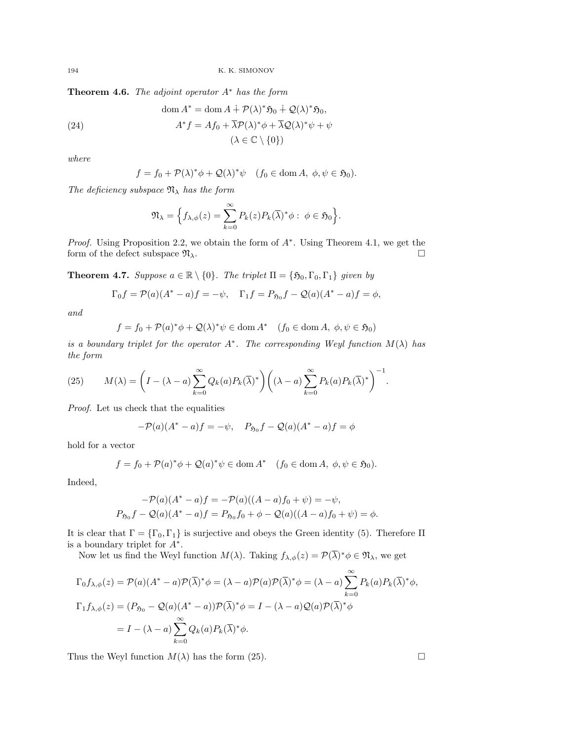**Theorem 4.6.** *The adjoint operator $A^*$ has the form*

$$
\begin{gathered}
\operatorname{dom} A^* = \operatorname{dom} A \dotplus \mathcal{P}(\lambda)^* \mathfrak{H}_0 \dotplus \mathcal{Q}(\lambda)^* \mathfrak{H}_0, \\
A^* f = A f_0 + \overline{\lambda} \mathcal{P}(\lambda)^* \phi + \overline{\lambda} \mathcal{Q}(\lambda)^* \psi + \psi \\
(\lambda \in \mathbb{C} \setminus \{0\})
\end{gathered}
\tag{24}
$$

*where*

$$
f = f_0 + \mathcal{P}(\lambda)^* \phi + \mathcal{Q}(\lambda)^* \psi \quad (f_0 \in \operatorname{dom} A,\ \phi, \psi \in \mathfrak{H}_0).
$$

*The deficiency subspace $\mathfrak{N}_\lambda$ has the form*

$$
\mathfrak{N}_\lambda = \Big\{ f_{\lambda,\phi}(z) = \sum_{k=0}^{\infty} P_k(z) P_k(\overline{\lambda})^* \phi : \ \phi \in \mathfrak{H}_0 \Big\}.
$$

*Proof.* Using Proposition 2.2, we obtain the form of $A^*$. Using Theorem 4.1, we get the form of the defect subspace $\mathfrak{N}_\lambda$. $\square$

**Theorem 4.7.** *Suppose $a \in \mathbb{R} \setminus \{0\}$. The triplet $\Pi = \{\mathfrak{H}_0, \Gamma_0, \Gamma_1\}$ given by*

$$
\Gamma_0 f = \mathcal{P}(a)(A^* - a) f = -\psi, \quad \Gamma_1 f = P_{\mathfrak{H}_0} f - \mathcal{Q}(a)(A^* - a) f = \phi,
$$

*and*

$$
f = f_0 + \mathcal{P}(a)^* \phi + \mathcal{Q}(\lambda)^* \psi \in \operatorname{dom} A^* \quad (f_0 \in \operatorname{dom} A,\ \phi, \psi \in \mathfrak{H}_0)
$$

*is a boundary triplet for the operator $A^*$. The corresponding Weyl function $M(\lambda)$ has the form*

$$
M(\lambda) = \left( I - (\lambda - a) \sum_{k=0}^{\infty} Q_k(a) P_k(\overline{\lambda})^* \right) \left( (\lambda - a) \sum_{k=0}^{\infty} P_k(a) P_k(\overline{\lambda})^* \right)^{-1}.
\tag{25}
$$

*Proof.* Let us check that the equalities

$$
-\mathcal{P}(a)(A^* - a) f = -\psi, \quad P_{\mathfrak{H}_0} f - \mathcal{Q}(a)(A^* - a) f = \phi
$$

hold for a vector

$$
f = f_0 + \mathcal{P}(a)^* \phi + \mathcal{Q}(a)^* \psi \in \operatorname{dom} A^* \quad (f_0 \in \operatorname{dom} A,\ \phi, \psi \in \mathfrak{H}_0).
$$

Indeed,

$$
\begin{gathered}
-\mathcal{P}(a)(A^* - a) f = -\mathcal{P}(a)((A - a) f_0 + \psi) = -\psi, \\
P_{\mathfrak{H}_0} f - \mathcal{Q}(a)(A^* - a) f = P_{\mathfrak{H}_0} f_0 + \phi - \mathcal{Q}(a)((A - a) f_0 + \psi) = \phi.
\end{gathered}
$$

It is clear that $\Gamma = \{\Gamma_0, \Gamma_1\}$ is surjective and obeys the Green identity (5). Therefore $\Pi$ is a boundary triplet for $A^*$.

Now let us find the Weyl function $M(\lambda)$. Taking $f_{\lambda,\phi}(z) = \mathcal{P}(\overline{\lambda})^* \phi \in \mathfrak{N}_\lambda$, we get

$$
\begin{aligned}
\Gamma_0 f_{\lambda,\phi}(z) &= \mathcal{P}(a)(A^* - a) \mathcal{P}(\overline{\lambda})^* \phi = (\lambda - a) \mathcal{P}(a) \mathcal{P}(\overline{\lambda})^* \phi = (\lambda - a) \sum_{k=0}^{\infty} P_k(a) P_k(\overline{\lambda})^* \phi, \\
\Gamma_1 f_{\lambda,\phi}(z) &= (P_{\mathfrak{H}_0} - \mathcal{Q}(a)(A^* - a)) \mathcal{P}(\overline{\lambda})^* \phi = I - (\lambda - a) \mathcal{Q}(a) \mathcal{P}(\overline{\lambda})^* \phi \\
&= I - (\lambda - a) \sum_{k=0}^{\infty} Q_k(a) P_k(\overline{\lambda})^* \phi.
\end{aligned}
$$

Thus the Weyl function $M(\lambda)$ has the form (25). $\square$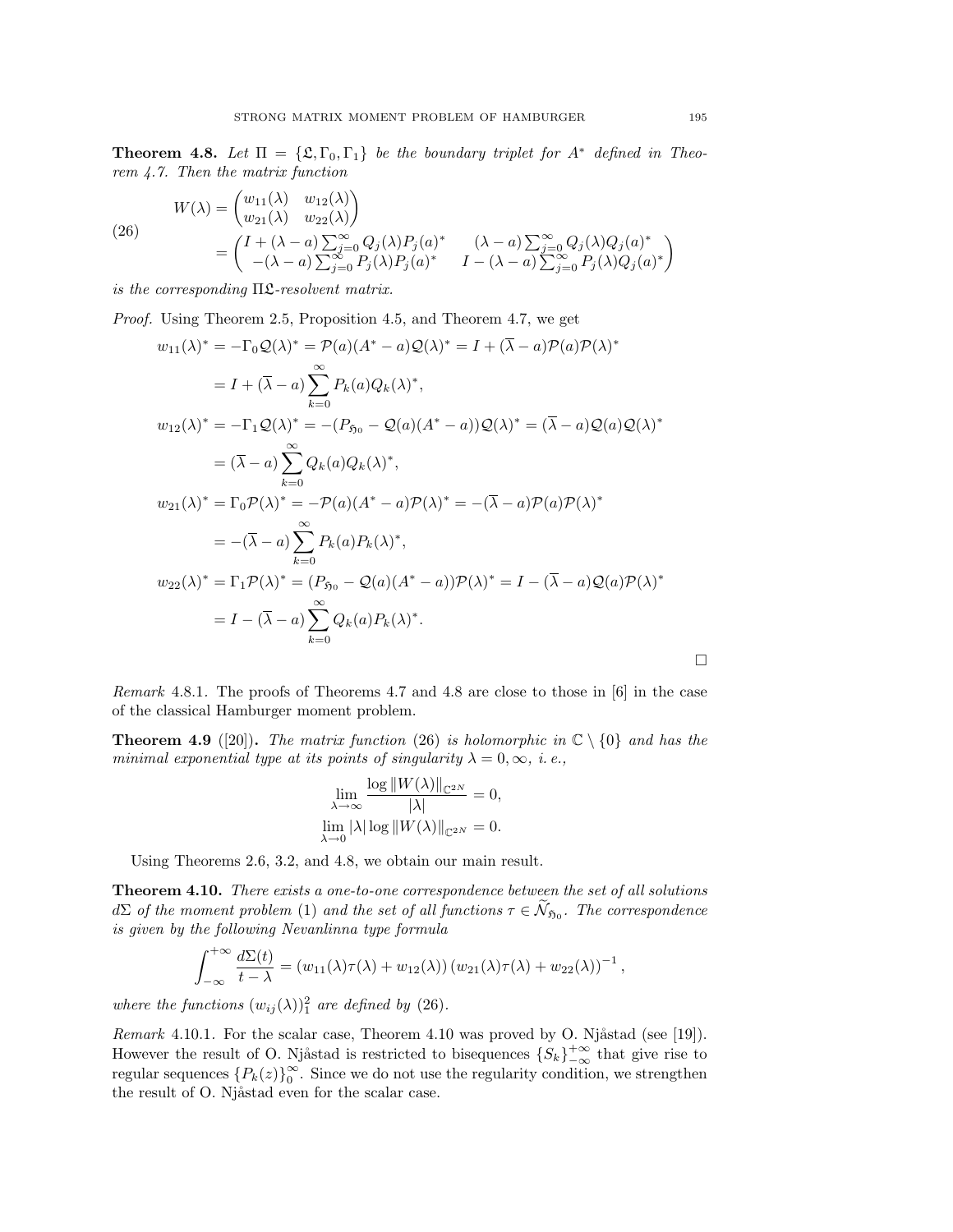**Theorem 4.8.** *Let $\Pi = \{\mathfrak{L}, \Gamma_0, \Gamma_1\}$ be the boundary triplet for $A^*$ defined in Theorem 4.7. Then the matrix function*

$$
\begin{aligned}
W(\lambda) &= \begin{pmatrix} w_{11}(\lambda) & w_{12}(\lambda) \\ w_{21}(\lambda) & w_{22}(\lambda) \end{pmatrix} \\
&= \begin{pmatrix} I + (\lambda - a)\sum_{j=0}^{\infty} Q_j(\lambda)P_j(a)^* & (\lambda - a)\sum_{j=0}^{\infty} Q_j(\lambda)Q_j(a)^* \\ -(\lambda - a)\sum_{j=0}^{\infty} P_j(\lambda)P_j(a)^* & I - (\lambda - a)\sum_{j=0}^{\infty} P_j(\lambda)Q_j(a)^* \end{pmatrix}
\end{aligned}
\tag{26}
$$

*is the corresponding $\Pi\mathfrak{L}$-resolvent matrix.*

*Proof.* Using Theorem 2.5, Proposition 4.5, and Theorem 4.7, we get

$$
\begin{aligned}
w_{11}(\lambda)^* &= -\Gamma_0 \mathcal{Q}(\lambda)^* = \mathcal{P}(a)(A^* - a)\mathcal{Q}(\lambda)^* = I + (\overline{\lambda} - a)\mathcal{P}(a)\mathcal{P}(\lambda)^* \\
&= I + (\overline{\lambda} - a)\sum_{k=0}^{\infty} P_k(a)Q_k(\lambda)^*, \\
w_{12}(\lambda)^* &= -\Gamma_1 \mathcal{Q}(\lambda)^* = -(P_{\mathfrak{H}_0} - \mathcal{Q}(a)(A^* - a))\mathcal{Q}(\lambda)^* = (\overline{\lambda} - a)\mathcal{Q}(a)\mathcal{Q}(\lambda)^* \\
&= (\overline{\lambda} - a)\sum_{k=0}^{\infty} Q_k(a)Q_k(\lambda)^*, \\
w_{21}(\lambda)^* &= \Gamma_0 \mathcal{P}(\lambda)^* = -\mathcal{P}(a)(A^* - a)\mathcal{P}(\lambda)^* = -(\overline{\lambda} - a)\mathcal{P}(a)\mathcal{P}(\lambda)^* \\
&= -(\overline{\lambda} - a)\sum_{k=0}^{\infty} P_k(a)P_k(\lambda)^*, \\
w_{22}(\lambda)^* &= \Gamma_1 \mathcal{P}(\lambda)^* = (P_{\mathfrak{H}_0} - \mathcal{Q}(a)(A^* - a))\mathcal{P}(\lambda)^* = I - (\overline{\lambda} - a)\mathcal{Q}(a)\mathcal{P}(\lambda)^* \\
&= I - (\overline{\lambda} - a)\sum_{k=0}^{\infty} Q_k(a)P_k(\lambda)^*.
\end{aligned}
$$

$\square$

*Remark* 4.8.1. The proofs of Theorems 4.7 and 4.8 are close to those in [6] in the case of the classical Hamburger moment problem.

**Theorem 4.9** ([20])**.** *The matrix function* (26) *is holomorphic in $\mathbb{C} \setminus \{0\}$ and has the minimal exponential type at its points of singularity $\lambda = 0, \infty$, i. e.,*

$$
\lim_{\lambda \to \infty} \frac{\log \|W(\lambda)\|_{\mathbb{C}^{2N}}}{|\lambda|} = 0,
$$

$$
\lim_{\lambda \to 0} |\lambda| \log \|W(\lambda)\|_{\mathbb{C}^{2N}} = 0.
$$

Using Theorems 2.6, 3.2, and 4.8, we obtain our main result.

**Theorem 4.10.** *There exists a one-to-one correspondence between the set of all solutions $d\Sigma$ of the moment problem* (1) *and the set of all functions $\tau \in \widetilde{\mathcal{N}}_{\mathfrak{H}_0}$. The correspondence is given by the following Nevanlinna type formula*

$$
\int_{-\infty}^{+\infty} \frac{d\Sigma(t)}{t - \lambda} = (w_{11}(\lambda)\tau(\lambda) + w_{12}(\lambda))\,(w_{21}(\lambda)\tau(\lambda) + w_{22}(\lambda))^{-1},
$$

*where the functions $(w_{ij}(\lambda))_1^2$ are defined by* (26).

*Remark* 4.10.1. For the scalar case, Theorem 4.10 was proved by O. Njåstad (see [19]). However the result of O. Njåstad is restricted to bisequences $\{S_k\}_{-\infty}^{+\infty}$ that give rise to regular sequences $\{P_k(z)\}_0^{\infty}$. Since we do not use the regularity condition, we strengthen the result of O. Njåstad even for the scalar case.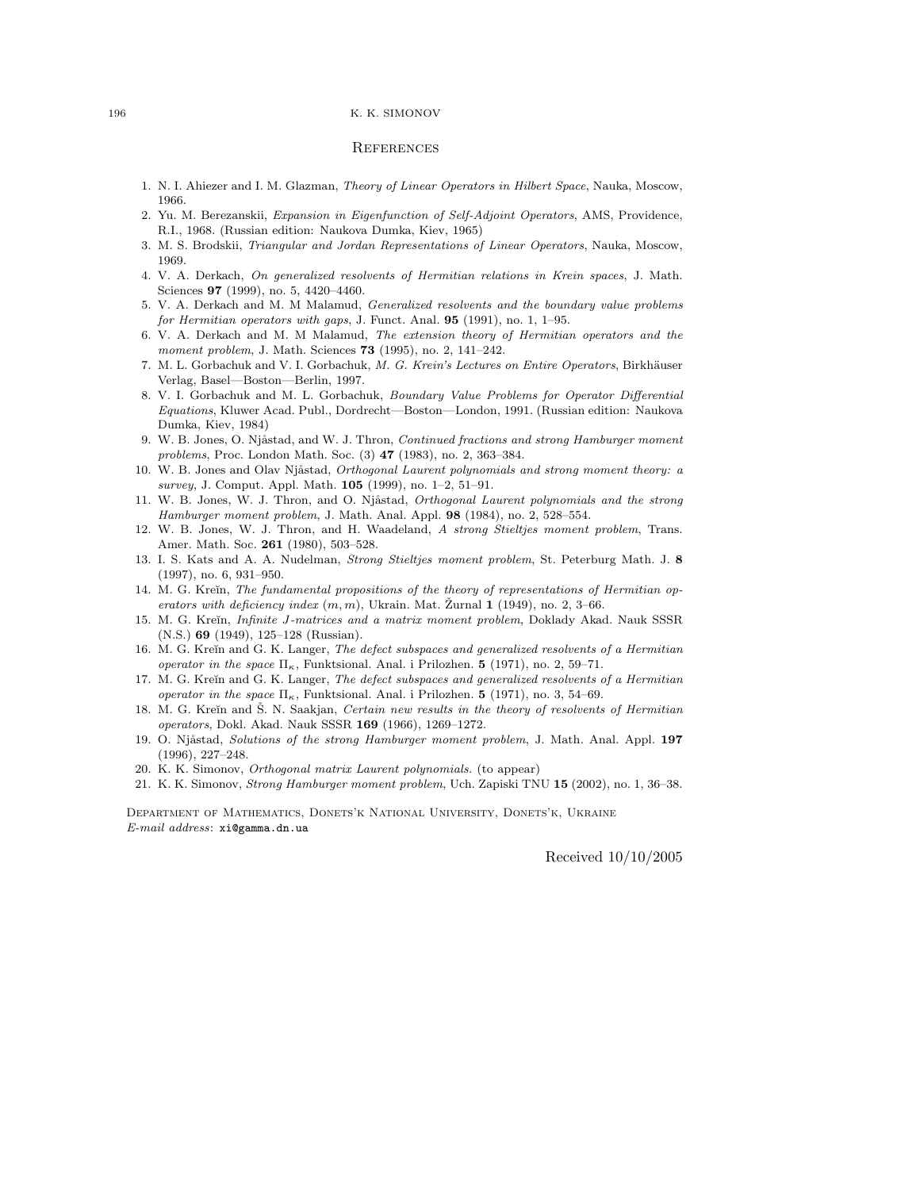## References

1. N. I. Ahiezer and I. M. Glazman, *Theory of Linear Operators in Hilbert Space*, Nauka, Moscow, 1966.
2. Yu. M. Berezanskii, *Expansion in Eigenfunction of Self-Adjoint Operators*, AMS, Providence, R.I., 1968. (Russian edition: Naukova Dumka, Kiev, 1965)
3. M. S. Brodskii, *Triangular and Jordan Representations of Linear Operators*, Nauka, Moscow, 1969.
4. V. A. Derkach, *On generalized resolvents of Hermitian relations in Krein spaces*, J. Math. Sciences **97** (1999), no. 5, 4420–4460.
5. V. A. Derkach and M. M Malamud, *Generalized resolvents and the boundary value problems for Hermitian operators with gaps*, J. Funct. Anal. **95** (1991), no. 1, 1–95.
6. V. A. Derkach and M. M Malamud, *The extension theory of Hermitian operators and the moment problem*, J. Math. Sciences **73** (1995), no. 2, 141–242.
7. M. L. Gorbachuk and V. I. Gorbachuk, *M. G. Krein's Lectures on Entire Operators*, Birkhäuser Verlag, Basel—Boston—Berlin, 1997.
8. V. I. Gorbachuk and M. L. Gorbachuk, *Boundary Value Problems for Operator Differential Equations*, Kluwer Acad. Publ., Dordrecht—Boston—London, 1991. (Russian edition: Naukova Dumka, Kiev, 1984)
9. W. B. Jones, O. Njåstad, and W. J. Thron, *Continued fractions and strong Hamburger moment problems*, Proc. London Math. Soc. (3) **47** (1983), no. 2, 363–384.
10. W. B. Jones and Olav Njåstad, *Orthogonal Laurent polynomials and strong moment theory: a survey*, J. Comput. Appl. Math. **105** (1999), no. 1–2, 51–91.
11. W. B. Jones, W. J. Thron, and O. Njåstad, *Orthogonal Laurent polynomials and the strong Hamburger moment problem*, J. Math. Anal. Appl. **98** (1984), no. 2, 528–554.
12. W. B. Jones, W. J. Thron, and H. Waadeland, *A strong Stieltjes moment problem*, Trans. Amer. Math. Soc. **261** (1980), 503–528.
13. I. S. Kats and A. A. Nudelman, *Strong Stieltjes moment problem*, St. Peterburg Math. J. **8** (1997), no. 6, 931–950.
14. M. G. Kreĭn, *The fundamental propositions of the theory of representations of Hermitian operators with deficiency index $(m, m)$*, Ukrain. Mat. Žurnal **1** (1949), no. 2, 3–66.
15. M. G. Kreĭn, *Infinite J-matrices and a matrix moment problem*, Doklady Akad. Nauk SSSR (N.S.) **69** (1949), 125–128 (Russian).
16. M. G. Kreĭn and G. K. Langer, *The defect subspaces and generalized resolvents of a Hermitian operator in the space $\Pi_\kappa$*, Funktsional. Anal. i Prilozhen. **5** (1971), no. 2, 59–71.
17. M. G. Kreĭn and G. K. Langer, *The defect subspaces and generalized resolvents of a Hermitian operator in the space $\Pi_\kappa$*, Funktsional. Anal. i Prilozhen. **5** (1971), no. 3, 54–69.
18. M. G. Kreĭn and Š. N. Saakjan, *Certain new results in the theory of resolvents of Hermitian operators*, Dokl. Akad. Nauk SSSR **169** (1966), 1269–1272.
19. O. Njåstad, *Solutions of the strong Hamburger moment problem*, J. Math. Anal. Appl. **197** (1996), 227–248.
20. K. K. Simonov, *Orthogonal matrix Laurent polynomials*. (to appear)
21. K. K. Simonov, *Strong Hamburger moment problem*, Uch. Zapiski TNU **15** (2002), no. 1, 36–38.

Department of Mathematics, Donets'k National University, Donets'k, Ukraine
*E-mail address*: xi@gamma.dn.ua

Received 10/10/2005